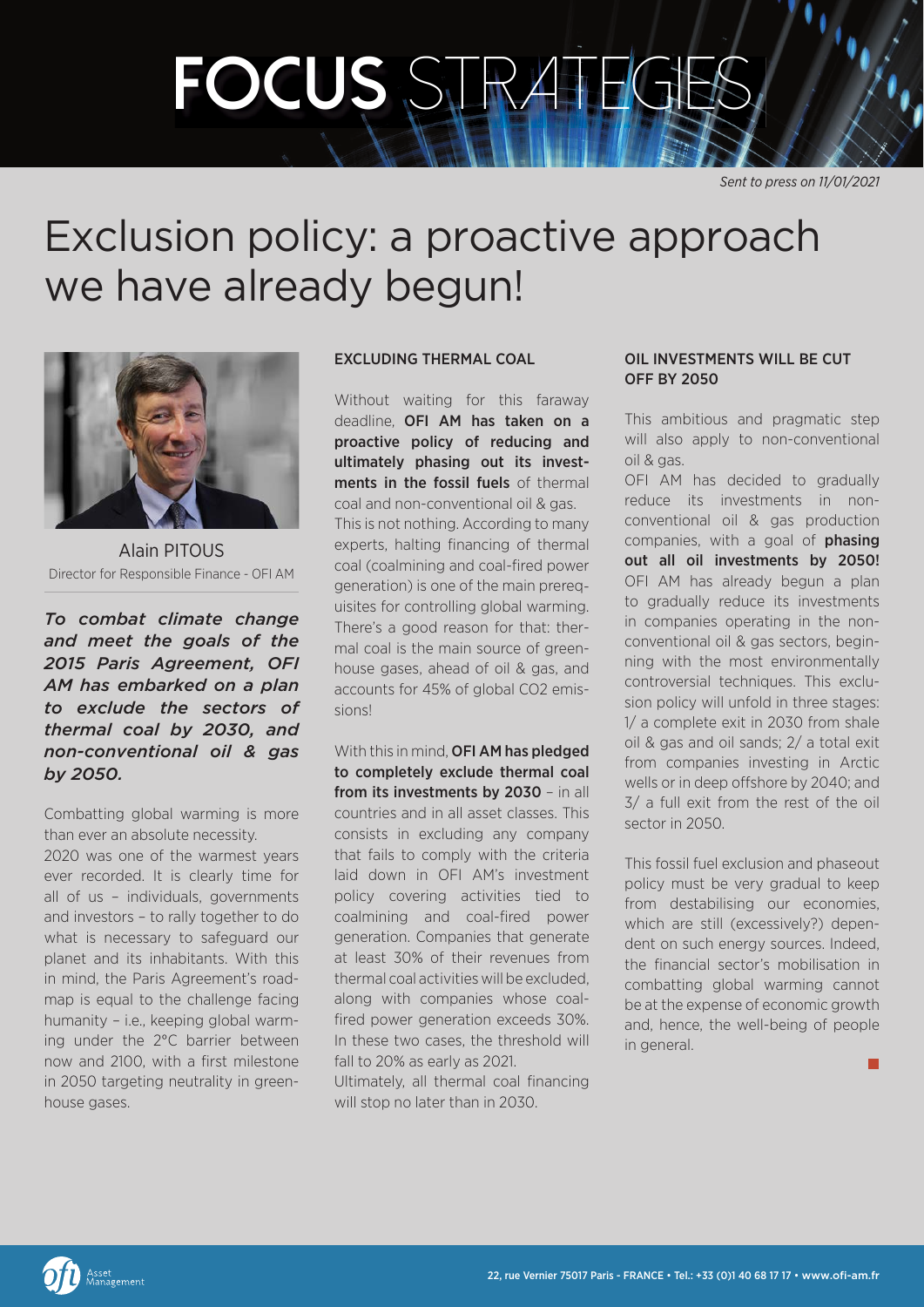# FOCUS STRATEGIES

*Sent to press on 11/01/2021*

# Exclusion policy: a proactive approach we have already begun!

Alain PITOUS
Director for Responsible Finance - OFI AM

***To combat climate change and meet the goals of the 2015 Paris Agreement, OFI AM has embarked on a plan to exclude the sectors of thermal coal by 2030, and non-conventional oil & gas by 2050.***

Combatting global warming is more than ever an absolute necessity.

2020 was one of the warmest years ever recorded. It is clearly time for all of us – individuals, governments and investors – to rally together to do what is necessary to safeguard our planet and its inhabitants. With this in mind, the Paris Agreement's roadmap is equal to the challenge facing humanity – i.e., keeping global warming under the 2°C barrier between now and 2100, with a first milestone in 2050 targeting neutrality in greenhouse gases.

## EXCLUDING THERMAL COAL

Without waiting for this faraway deadline, **OFI AM has taken on a proactive policy of reducing and ultimately phasing out its investments in the fossil fuels** of thermal coal and non-conventional oil & gas.

This is not nothing. According to many experts, halting financing of thermal coal (coalmining and coal-fired power generation) is one of the main prerequisites for controlling global warming. There's a good reason for that: thermal coal is the main source of greenhouse gases, ahead of oil & gas, and accounts for 45% of global CO2 emissions!

With this in mind, **OFI AM has pledged to completely exclude thermal coal from its investments by 2030** – in all countries and in all asset classes. This consists in excluding any company that fails to comply with the criteria laid down in OFI AM's investment policy covering activities tied to coalmining and coal-fired power generation. Companies that generate at least 30% of their revenues from thermal coal activities will be excluded, along with companies whose coal-fired power generation exceeds 30%. In these two cases, the threshold will fall to 20% as early as 2021.

Ultimately, all thermal coal financing will stop no later than in 2030.

## OIL INVESTMENTS WILL BE CUT OFF BY 2050

This ambitious and pragmatic step will also apply to non-conventional oil & gas.

OFI AM has decided to gradually reduce its investments in non-conventional oil & gas production companies, with a goal of **phasing out all oil investments by 2050!**

OFI AM has already begun a plan to gradually reduce its investments in companies operating in the non-conventional oil & gas sectors, beginning with the most environmentally controversial techniques. This exclusion policy will unfold in three stages: 1/ a complete exit in 2030 from shale oil & gas and oil sands; 2/ a total exit from companies investing in Arctic wells or in deep offshore by 2040; and 3/ a full exit from the rest of the oil sector in 2050.

This fossil fuel exclusion and phaseout policy must be very gradual to keep from destabilising our economies, which are still (excessively?) dependent on such energy sources. Indeed, the financial sector's mobilisation in combatting global warming cannot be at the expense of economic growth and, hence, the well-being of people in general.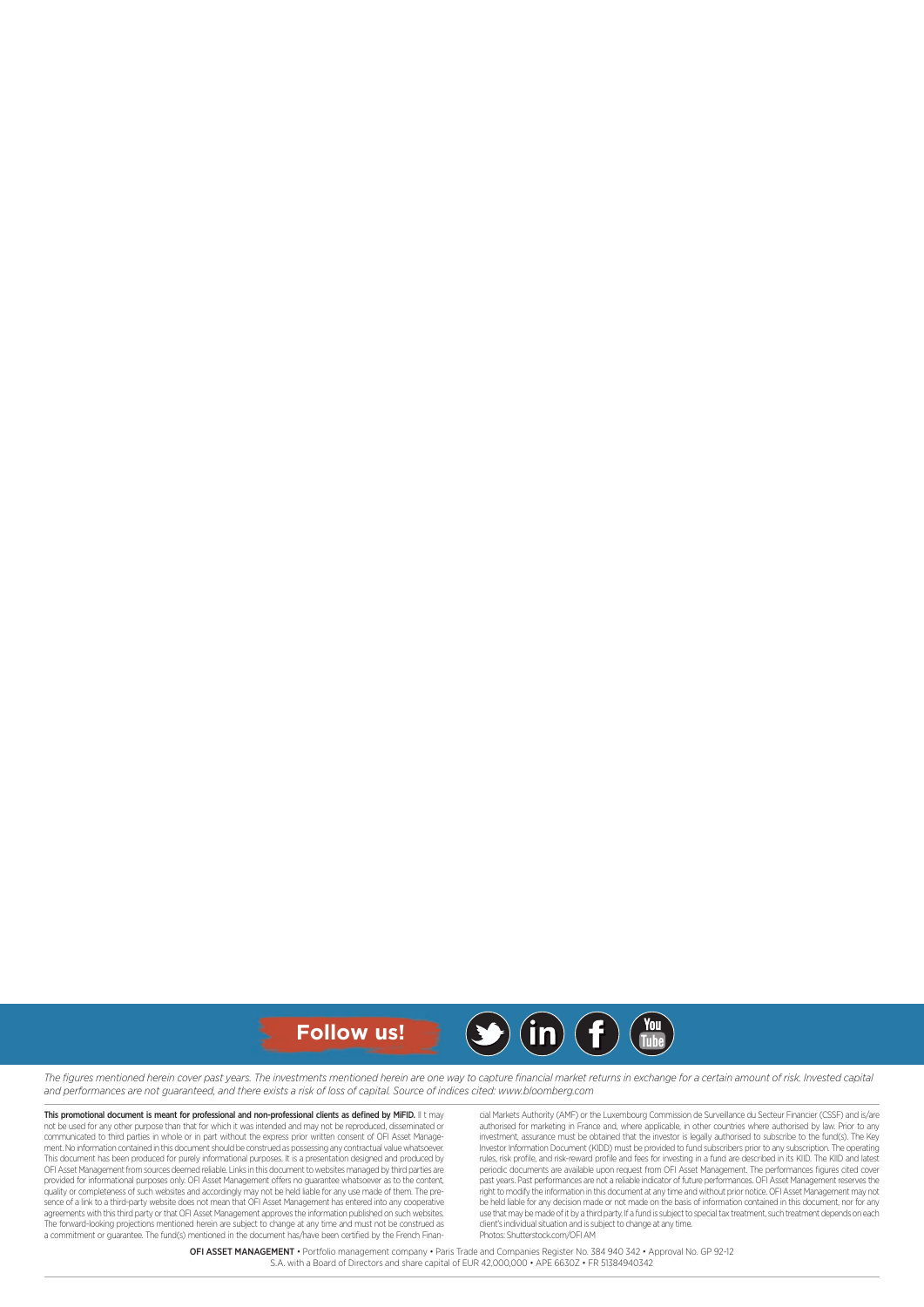**Follow us!**

*The figures mentioned herein cover past years. The investments mentioned herein are one way to capture financial market returns in exchange for a certain amount of risk. Invested capital and performances are not guaranteed, and there exists a risk of loss of capital. Source of indices cited: www.bloomberg.com*

**This promotional document is meant for professional and non-professional clients as defined by MiFID.** It may not be used for any other purpose than that for which it was intended and may not be reproduced, disseminated or communicated to third parties in whole or in part without the express prior written consent of OFI Asset Management. No information contained in this document should be construed as possessing any contractual value whatsoever. This document has been produced for purely informational purposes. It is a presentation designed and produced by OFI Asset Management from sources deemed reliable. Links in this document to websites managed by third parties are provided for informational purposes only. OFI Asset Management offers no guarantee whatsoever as to the content, quality or completeness of such websites and accordingly may not be held liable for any use made of them. The presence of a link to a third-party website does not mean that OFI Asset Management has entered into any cooperative agreements with this third party or that OFI Asset Management approves the information published on such websites. The forward-looking projections mentioned herein are subject to change at any time and must not be construed as a commitment or guarantee. The fund(s) mentioned in the document has/have been certified by the French Financial Markets Authority (AMF) or the Luxembourg Commission de Surveillance du Secteur Financier (CSSF) and is/are authorised for marketing in France and, where applicable, in other countries where authorised by law. Prior to any investment, assurance must be obtained that the investor is legally authorised to subscribe to the fund(s). The Key Investor Information Document (KIDD) must be provided to fund subscribers prior to any subscription. The operating rules, risk profile, and risk-reward profile and fees for investing in a fund are described in its KIID. The KIID and latest periodic documents are available upon request from OFI Asset Management. The performances figures cited cover past years. Past performances are not a reliable indicator of future performances. OFI Asset Management reserves the right to modify the information in this document at any time and without prior notice. OFI Asset Management may not be held liable for any decision made or not made on the basis of information contained in this document, nor for any use that may be made of it by a third party. If a fund is subject to special tax treatment, such treatment depends on each client's individual situation and is subject to change at any time.
Photos: Shutterstock.com/OFI AM

**OFI ASSET MANAGEMENT** • Portfolio management company • Paris Trade and Companies Register No. 384 940 342 • Approval No. GP 92-12
S.A. with a Board of Directors and share capital of EUR 42,000,000 • APE 6630Z • FR 51384940342